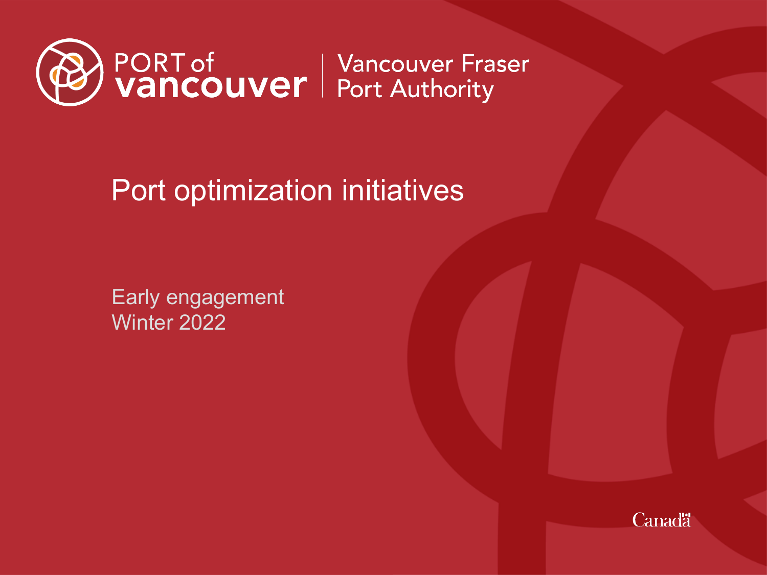PORT of vancouver | Vancouver Fraser Port Authority

# Port optimization initiatives

Early engagement
Winter 2022

Canada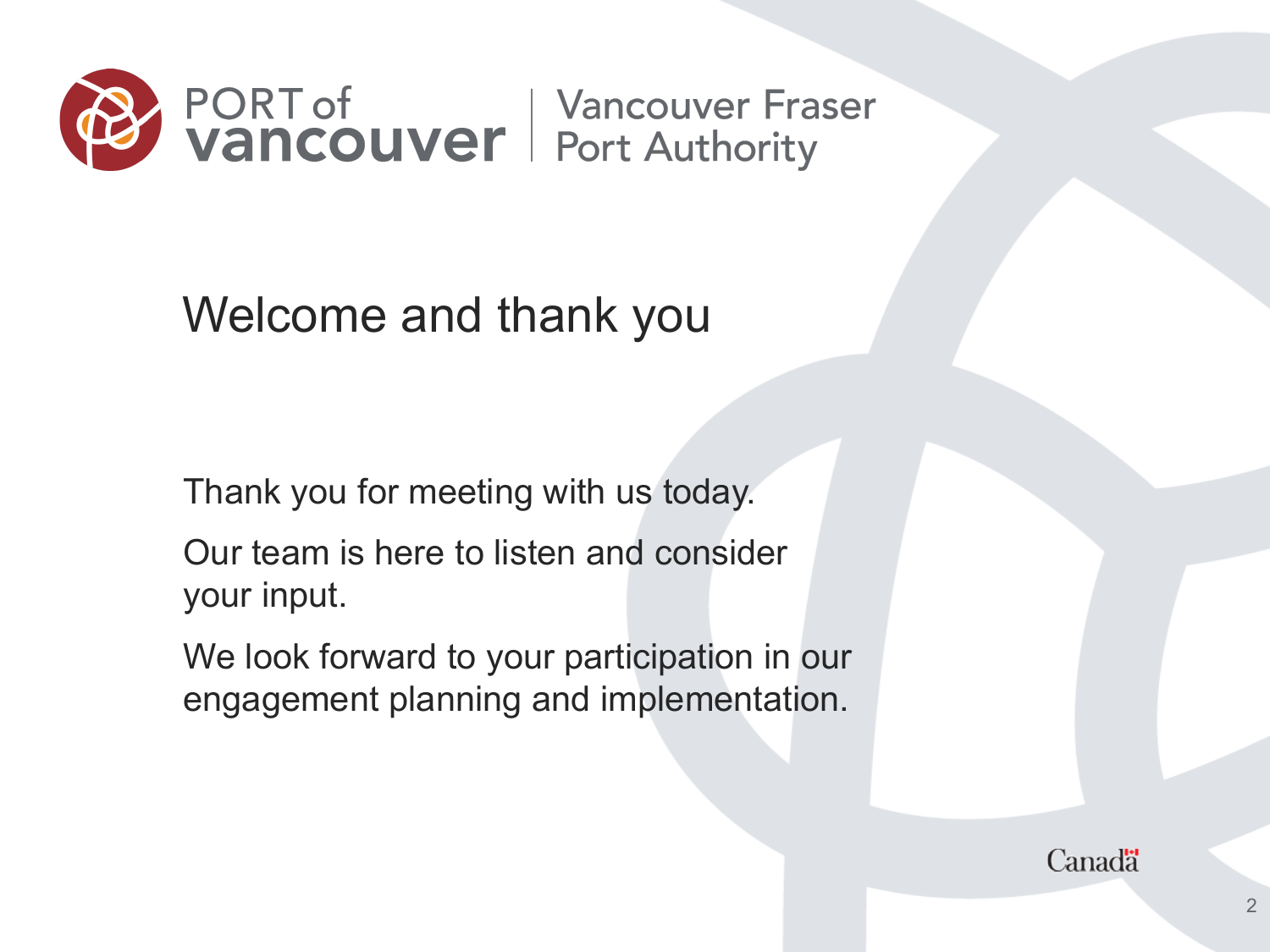PORT of vancouver | Vancouver Fraser Port Authority

# Welcome and thank you

Thank you for meeting with us today.

Our team is here to listen and consider your input.

We look forward to your participation in our engagement planning and implementation.

Canada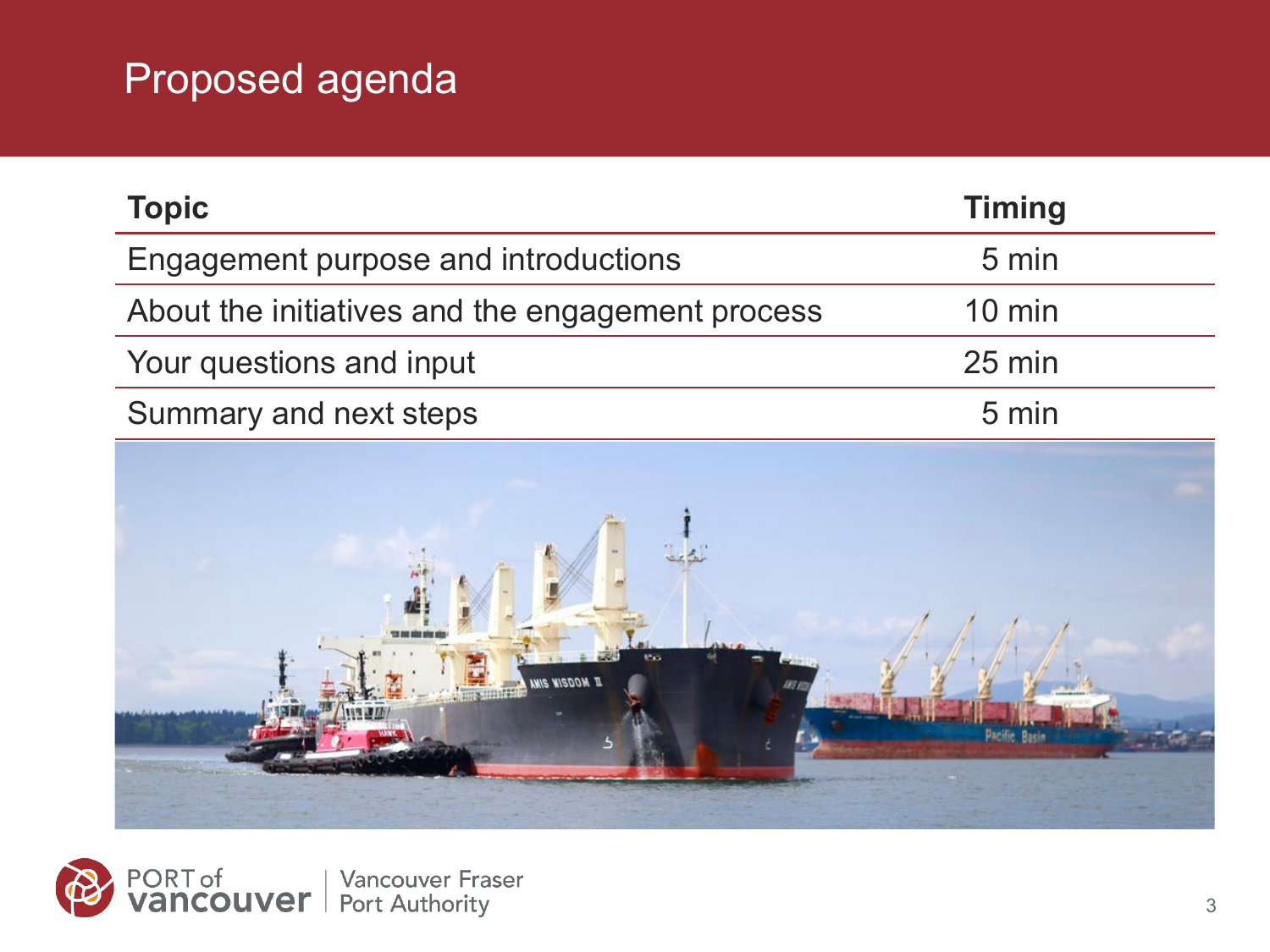# Proposed agenda

| Topic | Timing |
| --- | --- |
| Engagement purpose and introductions | 5 min |
| About the initiatives and the engagement process | 10 min |
| Your questions and input | 25 min |
| Summary and next steps | 5 min |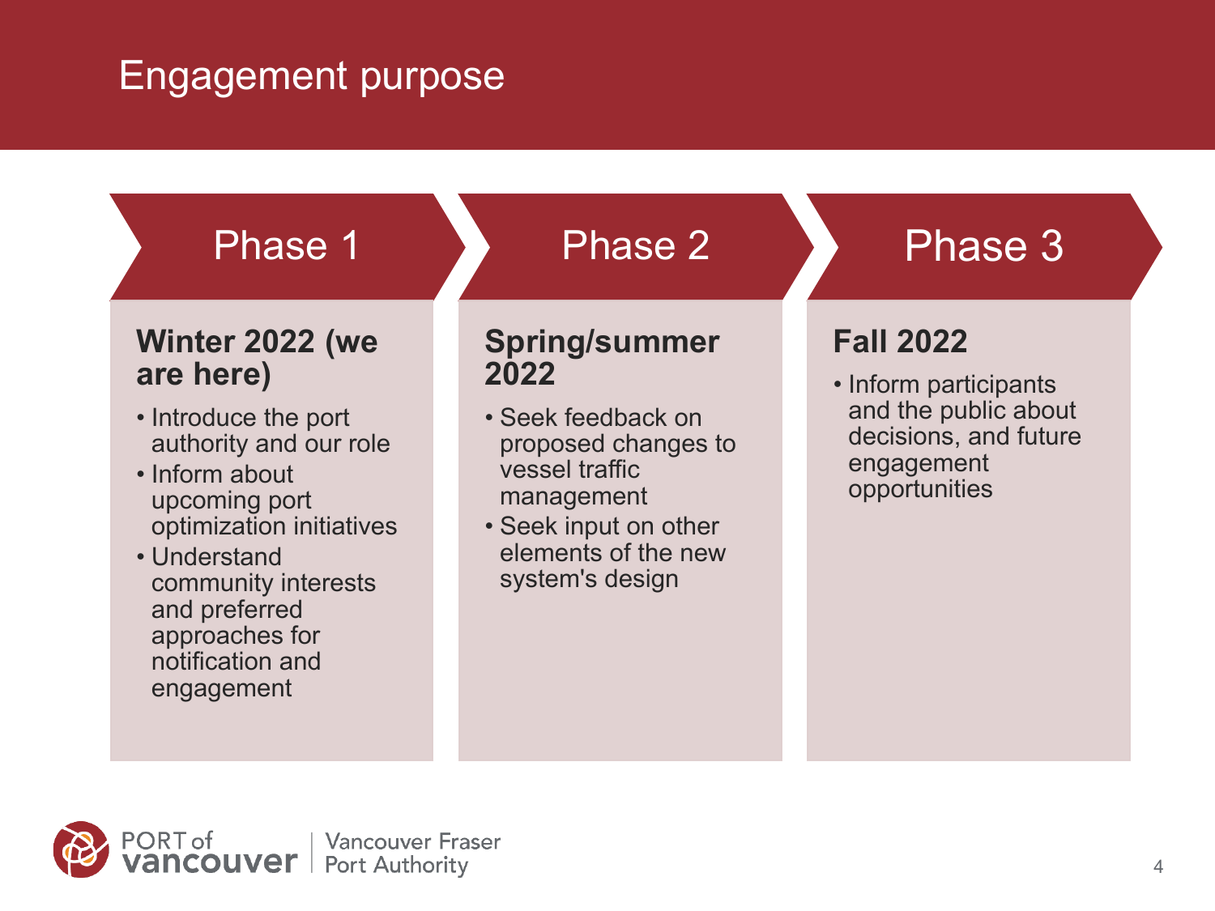# Engagement purpose

## Phase 1

### Winter 2022 (we are here)

- Introduce the port authority and our role
- Inform about upcoming port optimization initiatives
- Understand community interests and preferred approaches for notification and engagement

## Phase 2

### Spring/summer 2022

- Seek feedback on proposed changes to vessel traffic management
- Seek input on other elements of the new system's design

## Phase 3

### Fall 2022

- Inform participants and the public about decisions, and future engagement opportunities

PORT of vancouver | Vancouver Fraser Port Authority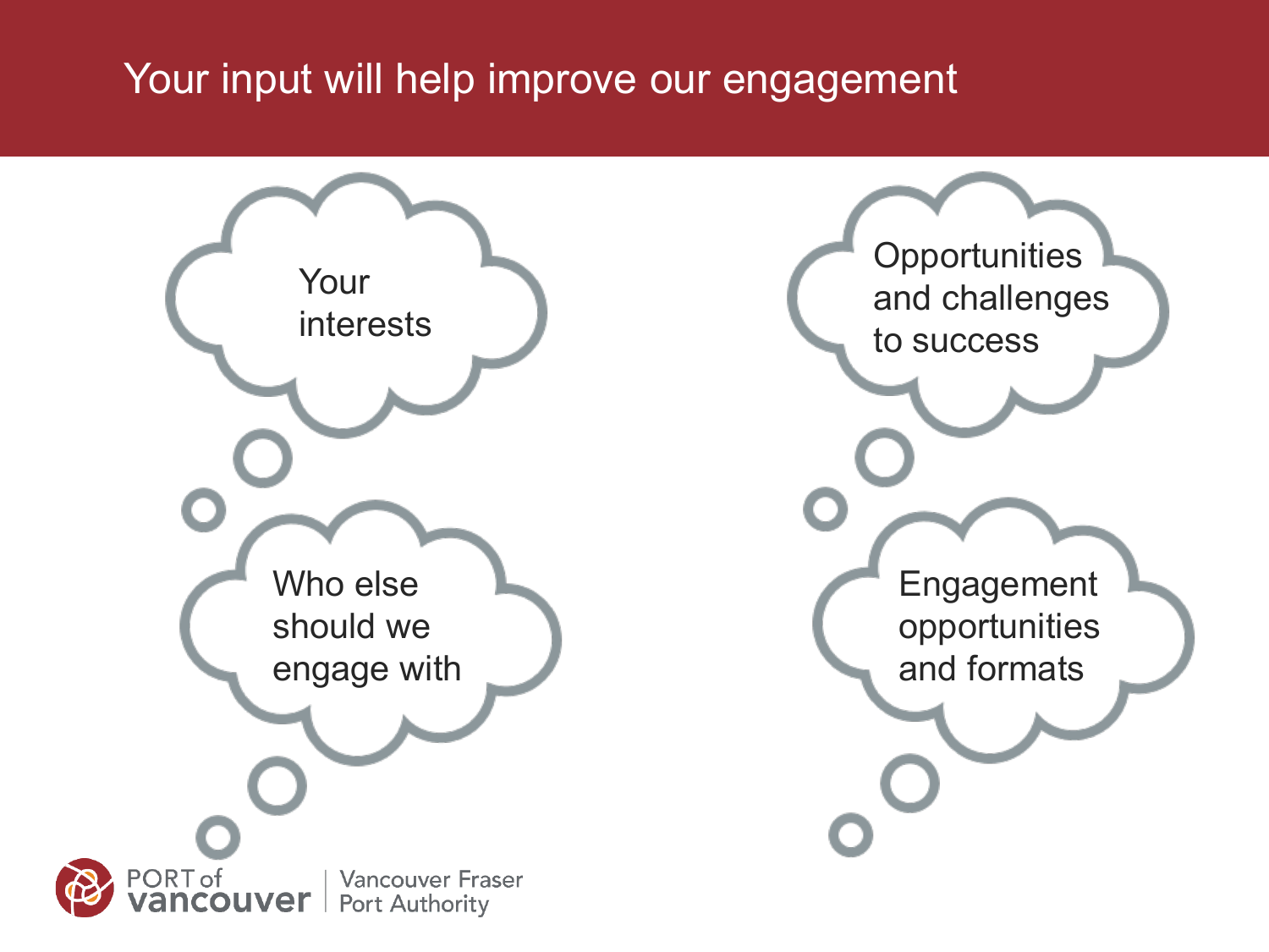# Your input will help improve our engagement

- Your interests
- Who else should we engage with
- Opportunities and challenges to success
- Engagement opportunities and formats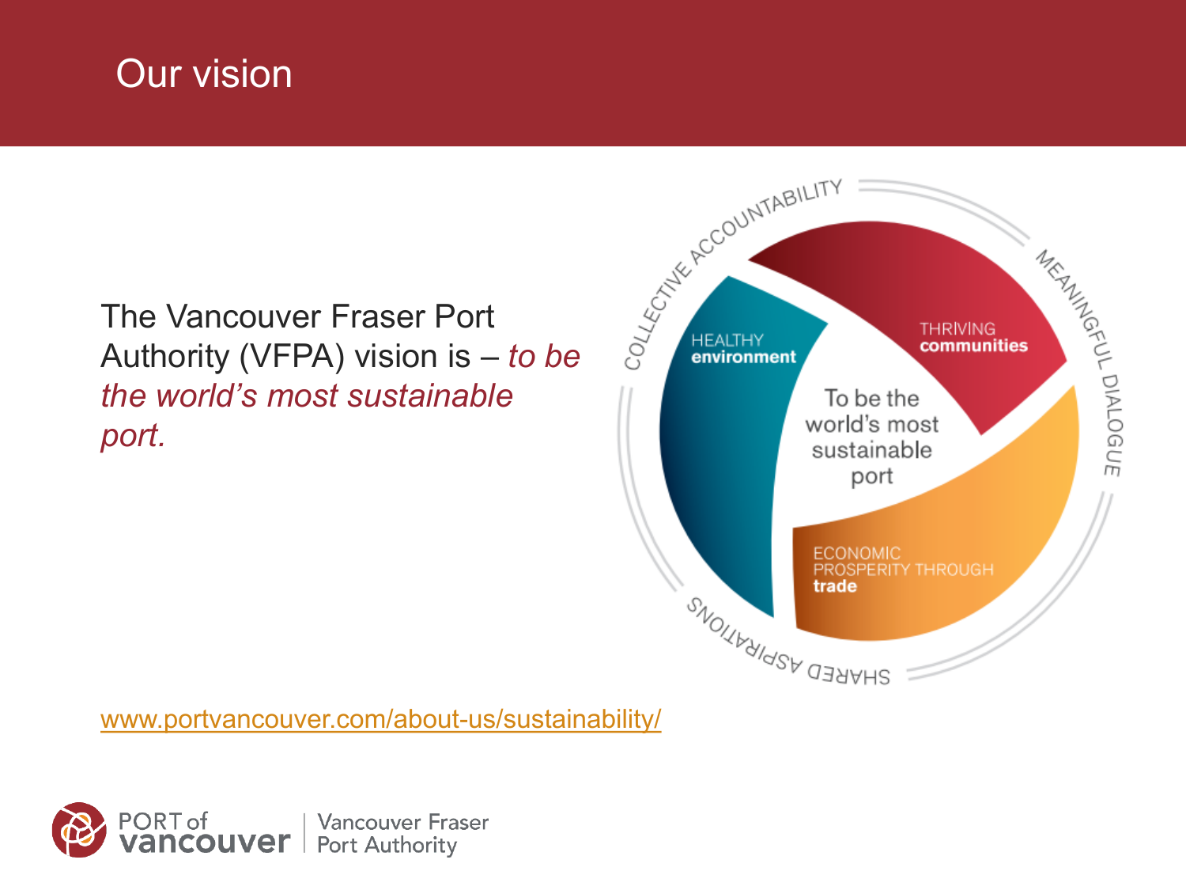# Our vision

The Vancouver Fraser Port Authority (VFPA) vision is – *to be the world's most sustainable port.*

COLLECTIVE ACCOUNTABILITY

MEANINGFUL DIALOGUE

SHARED ASPIRATIONS

HEALTHY **environment**

THRIVING **communities**

ECONOMIC PROSPERITY THROUGH **trade**

To be the world's most sustainable port

www.portvancouver.com/about-us/sustainability/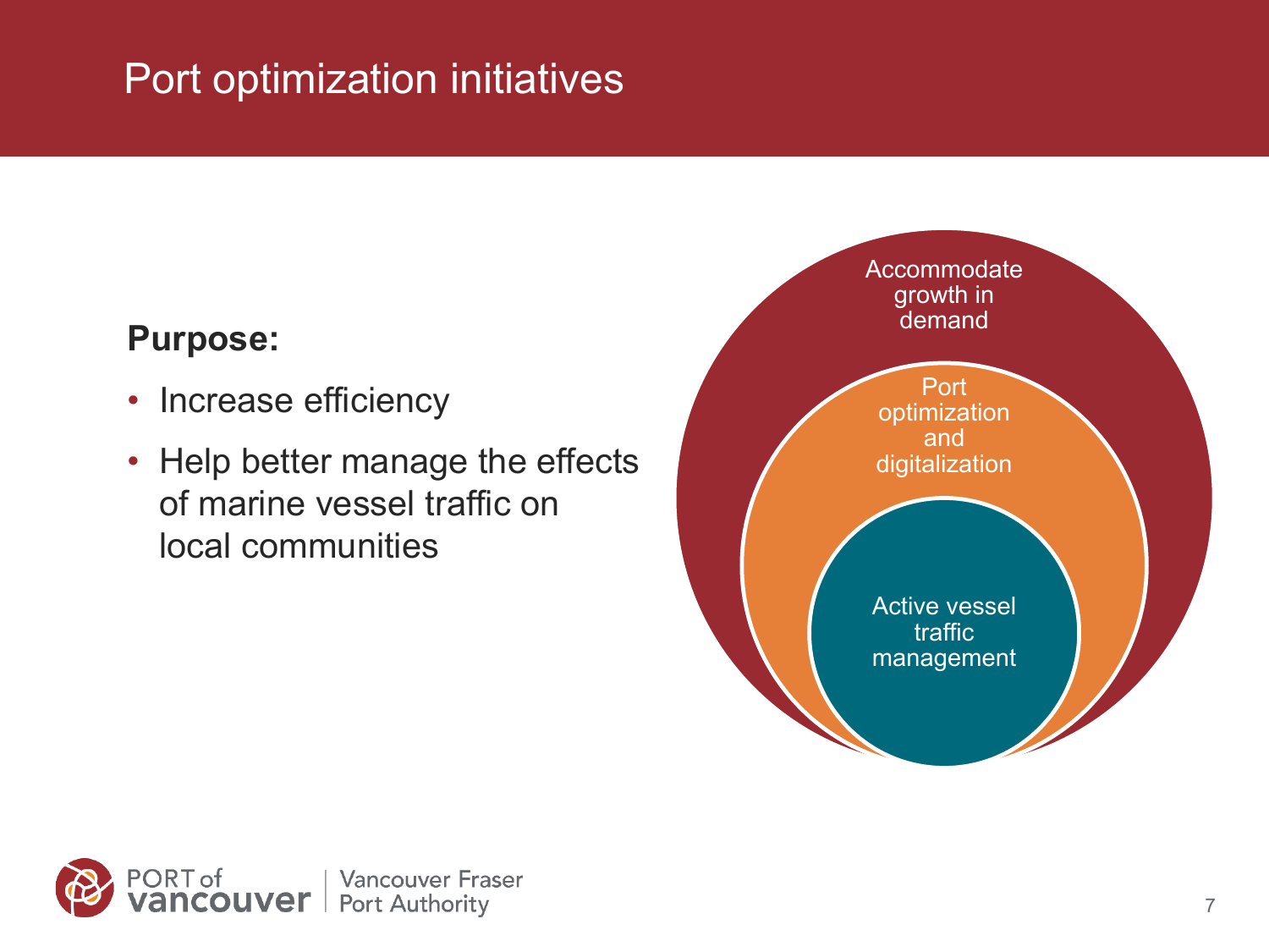# Port optimization initiatives

**Purpose:**

- Increase efficiency
- Help better manage the effects of marine vessel traffic on local communities

Accommodate growth in demand

Port optimization and digitalization

Active vessel traffic management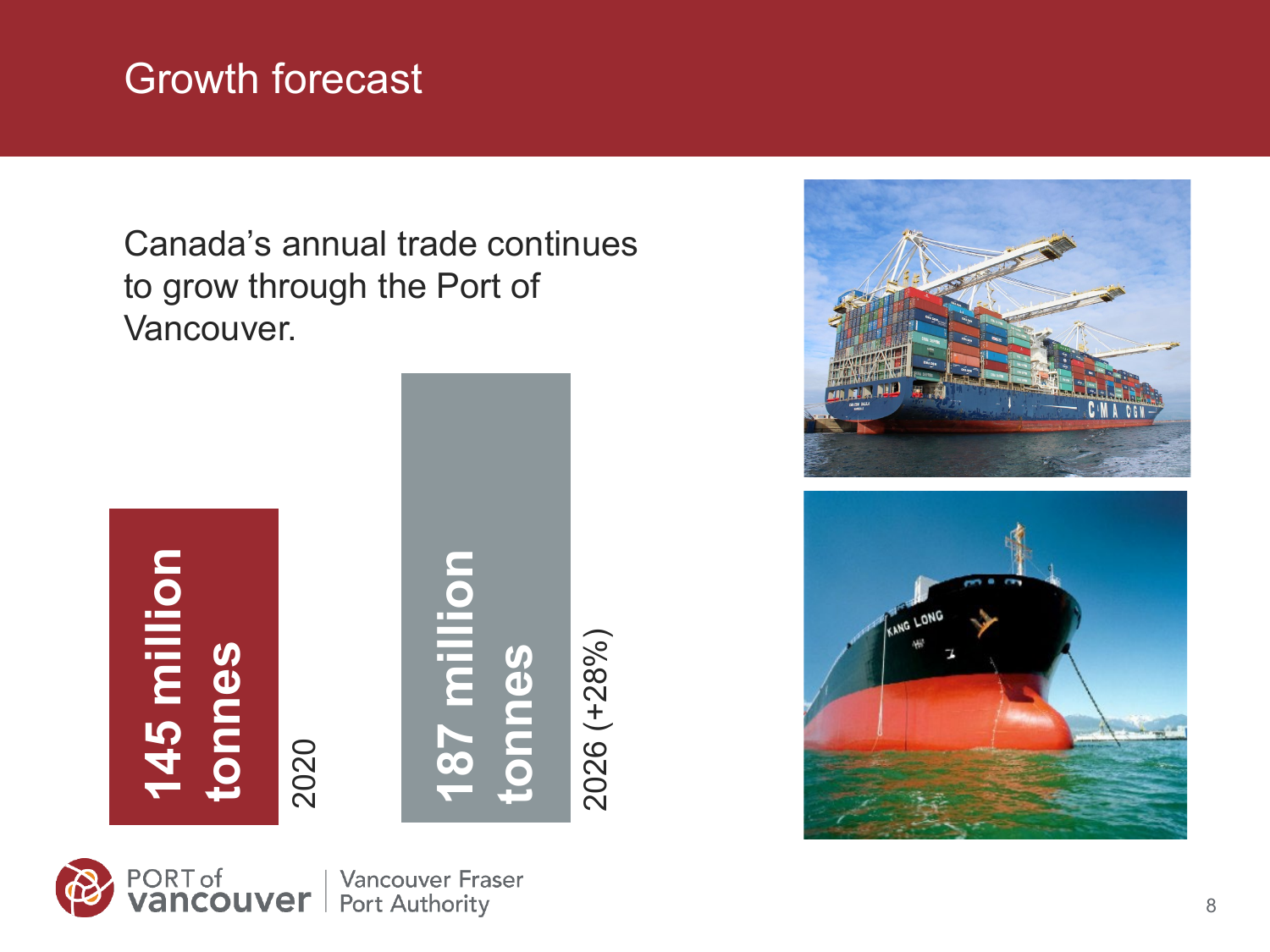# Growth forecast

Canada's annual trade continues to grow through the Port of Vancouver.

**145 million tonnes**

2020

**187 million tonnes**

2026 (+28%)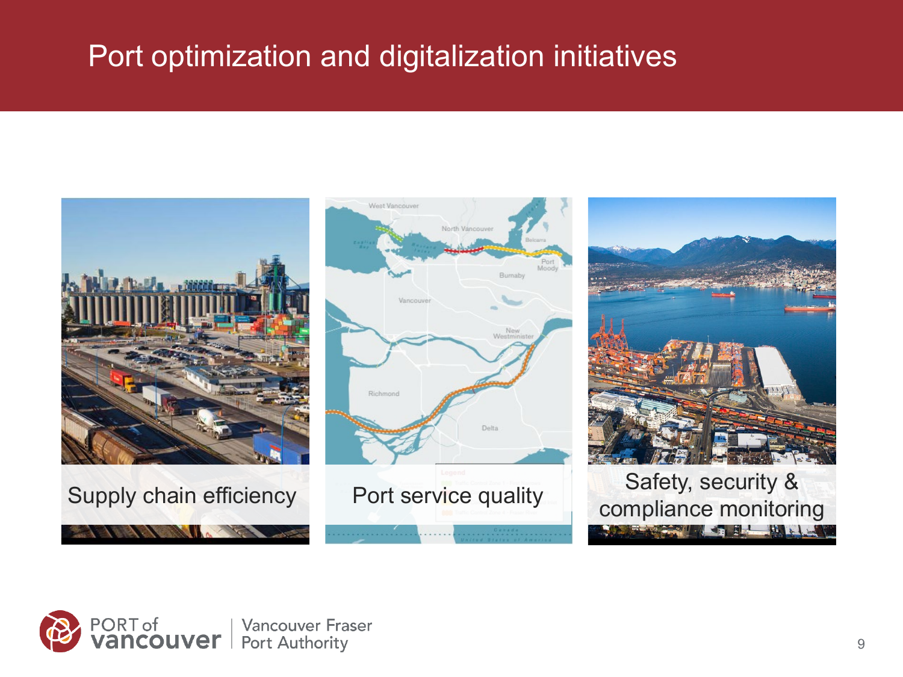# Port optimization and digitalization initiatives

- Supply chain efficiency
- Port service quality
- Safety, security & compliance monitoring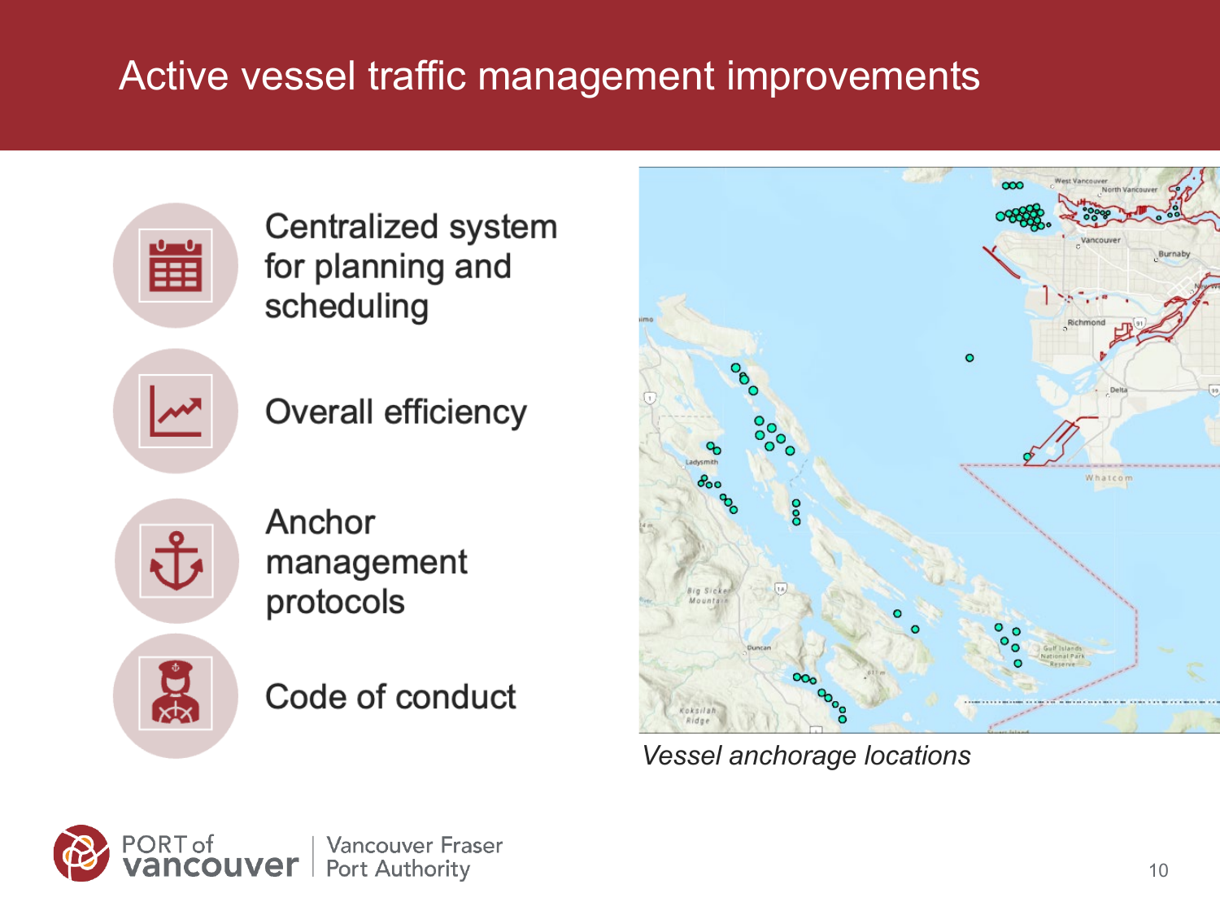# Active vessel traffic management improvements

- Centralized system for planning and scheduling
- Overall efficiency
- Anchor management protocols
- Code of conduct

*Vessel anchorage locations*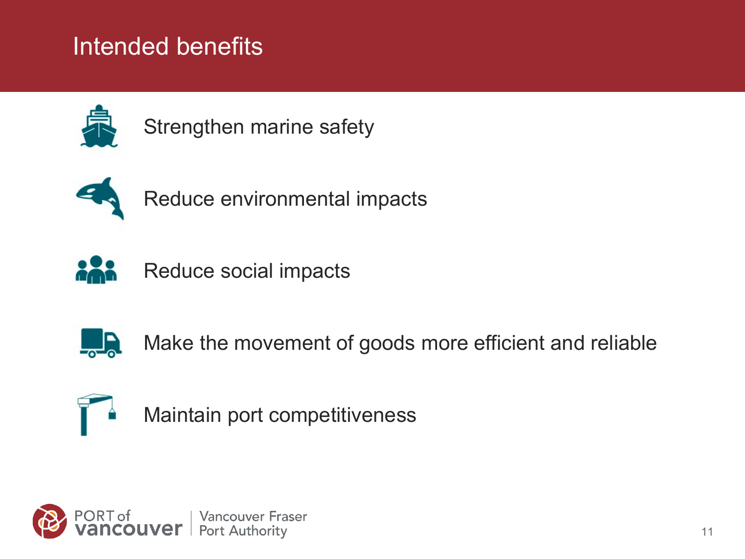# Intended benefits

- Strengthen marine safety
- Reduce environmental impacts
- Reduce social impacts
- Make the movement of goods more efficient and reliable
- Maintain port competitiveness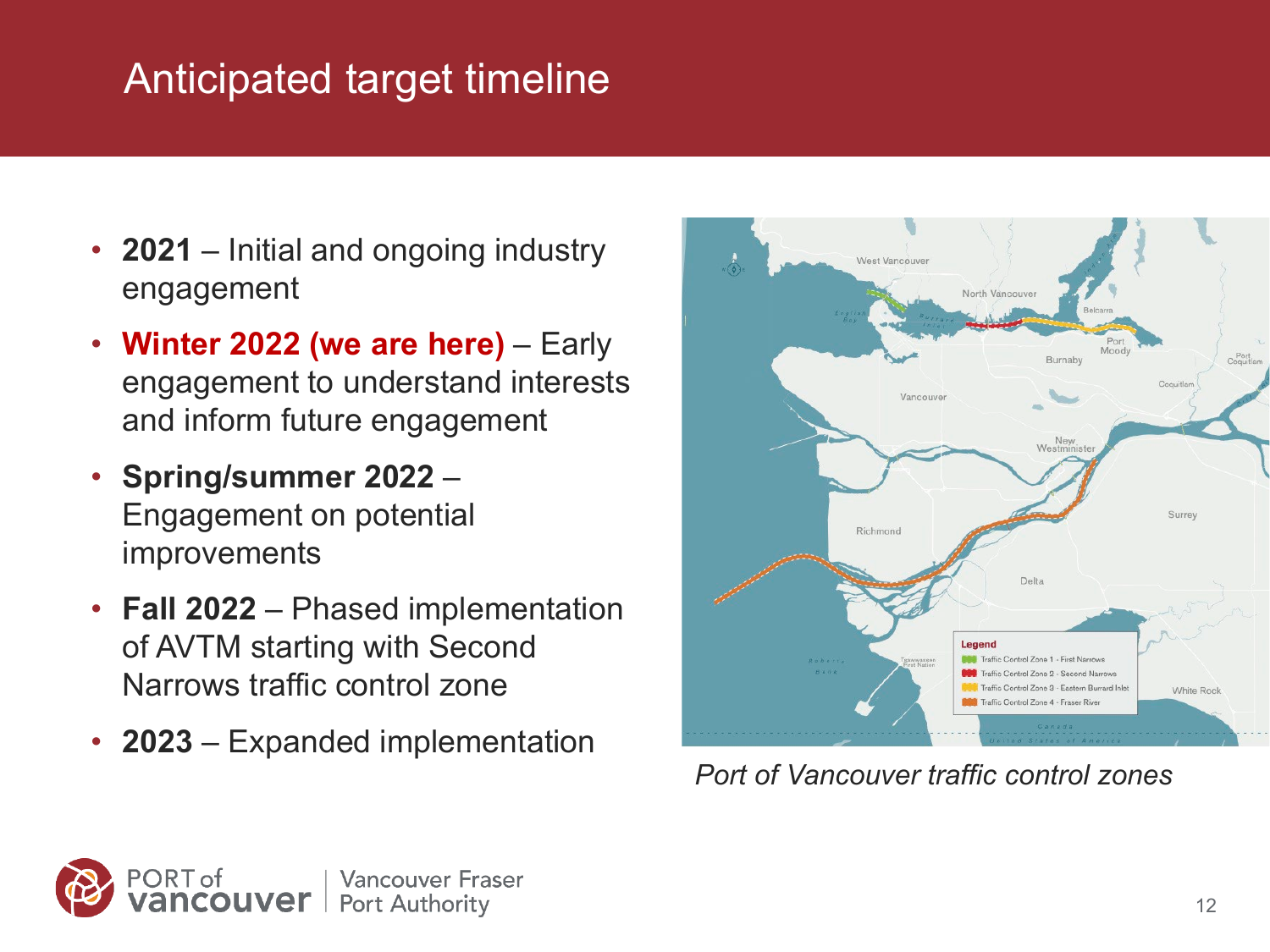# Anticipated target timeline

- **2021** – Initial and ongoing industry engagement
- **Winter 2022 (we are here)** – Early engagement to understand interests and inform future engagement
- **Spring/summer 2022** – Engagement on potential improvements
- **Fall 2022** – Phased implementation of AVTM starting with Second Narrows traffic control zone
- **2023** – Expanded implementation

*Port of Vancouver traffic control zones*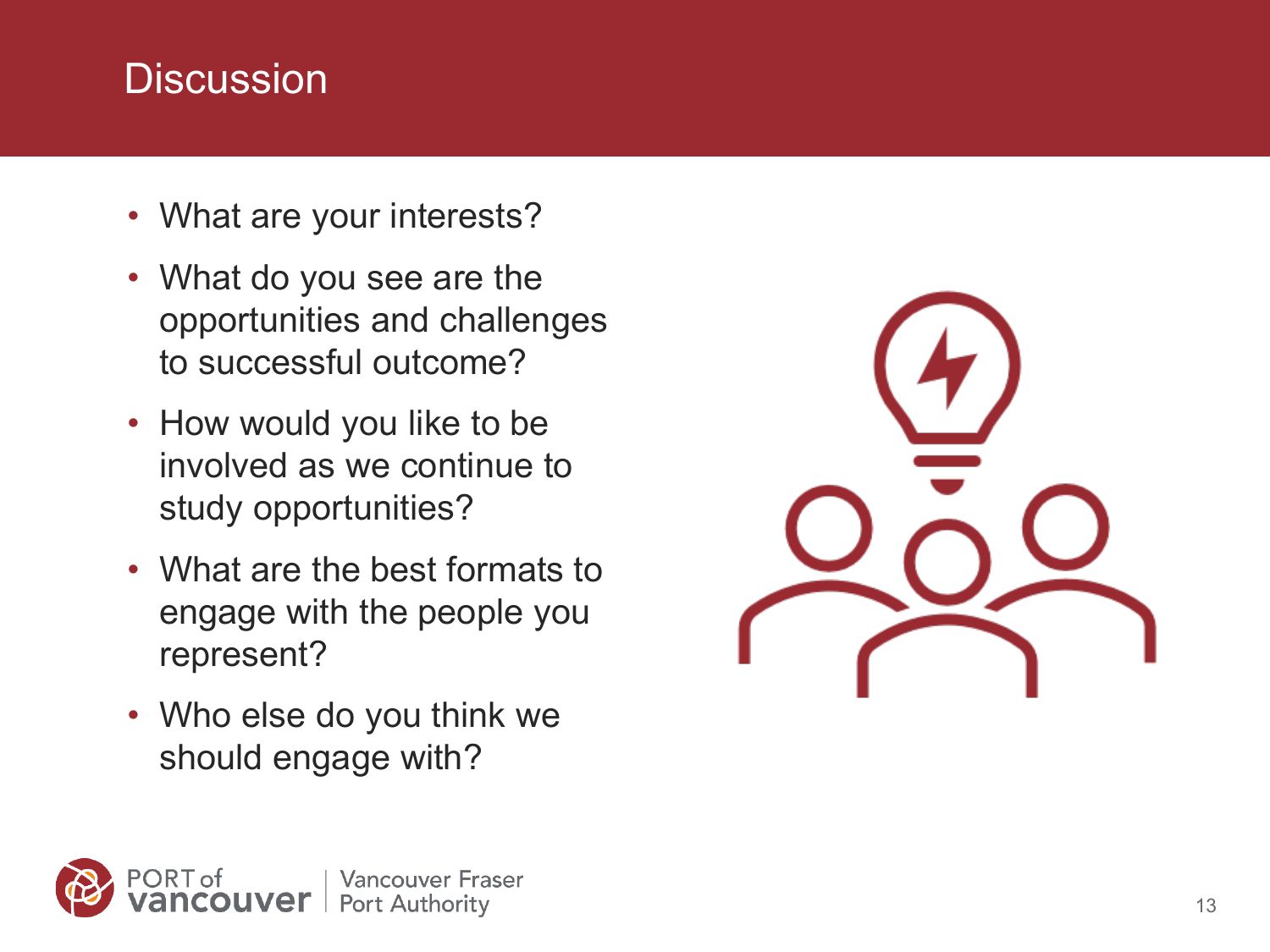# Discussion

- What are your interests?
- What do you see are the opportunities and challenges to successful outcome?
- How would you like to be involved as we continue to study opportunities?
- What are the best formats to engage with the people you represent?
- Who else do you think we should engage with?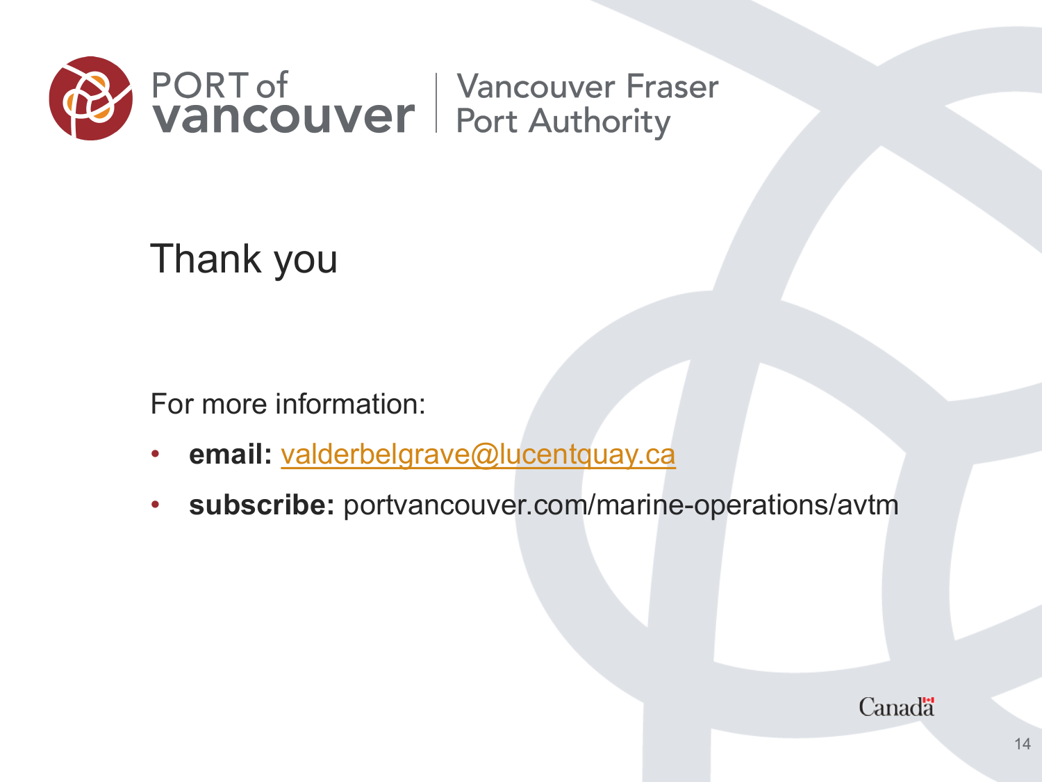PORT of vancouver | Vancouver Fraser Port Authority

# Thank you

For more information:

- **email:** valderbelgrave@lucentquay.ca
- **subscribe:** portvancouver.com/marine-operations/avtm

Canada